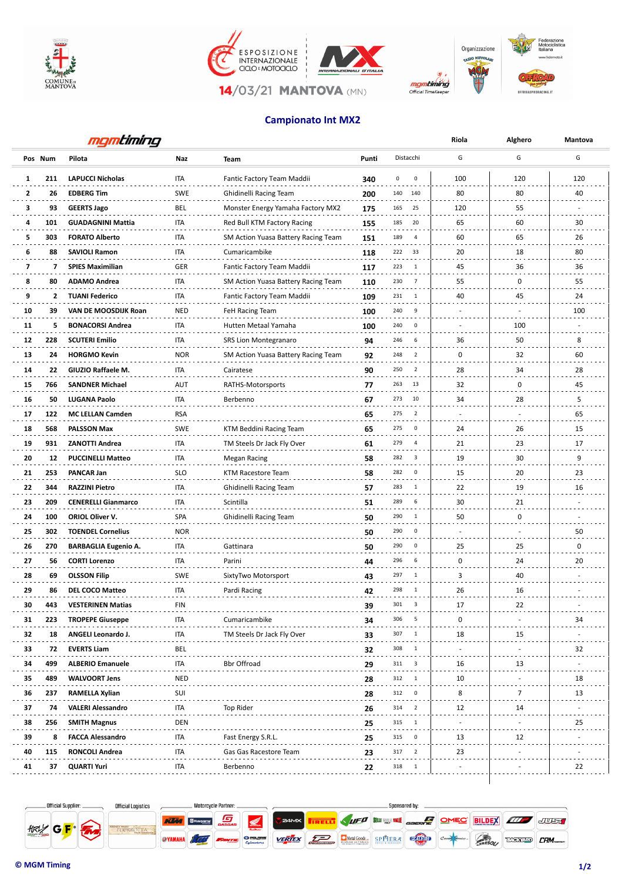ESPOSIZIONE INTERNAZIONALE CICLO E MOTOCICLO

14/03/21 MANTOVA (MN)

## Campionato Int MX2

| Pos | Num | Pilota | Naz | Team | Punti | Distacchi | | Riola G | Alghero G | Mantova G |
|---|---|---|---|---|---|---|---|---|---|---|
| 1 | 211 | LAPUCCI Nicholas | ITA | Fantic Factory Team Maddii | 340 | 0 | 0 | 100 | 120 | 120 |
| 2 | 26 | EDBERG Tim | SWE | Ghidinelli Racing Team | 200 | 140 | 140 | 80 | 80 | 40 |
| 3 | 93 | GEERTS Jago | BEL | Monster Energy Yamaha Factory MX2 | 175 | 165 | 25 | 120 | 55 | - |
| 4 | 101 | GUADAGNINI Mattia | ITA | Red Bull KTM Factory Racing | 155 | 185 | 20 | 65 | 60 | 30 |
| 5 | 303 | FORATO Alberto | ITA | SM Action Yuasa Battery Racing Team | 151 | 189 | 4 | 60 | 65 | 26 |
| 6 | 88 | SAVIOLI Ramon | ITA | Cumaricambike | 118 | 222 | 33 | 20 | 18 | 80 |
| 7 | 7 | SPIES Maximilian | GER | Fantic Factory Team Maddii | 117 | 223 | 1 | 45 | 36 | 36 |
| 8 | 80 | ADAMO Andrea | ITA | SM Action Yuasa Battery Racing Team | 110 | 230 | 7 | 55 | 0 | 55 |
| 9 | 2 | TUANI Federico | ITA | Fantic Factory Team Maddii | 109 | 231 | 1 | 40 | 45 | 24 |
| 10 | 39 | VAN DE MOOSDIJK Roan | NED | FeH Racing Team | 100 | 240 | 9 | - | - | 100 |
| 11 | 5 | BONACORSI Andrea | ITA | Hutten Metaal Yamaha | 100 | 240 | 0 | - | 100 | - |
| 12 | 228 | SCUTERI Emilio | ITA | SRS Lion Montegranaro | 94 | 246 | 6 | 36 | 50 | 8 |
| 13 | 24 | HORGMO Kevin | NOR | SM Action Yuasa Battery Racing Team | 92 | 248 | 2 | 0 | 32 | 60 |
| 14 | 22 | GIUZIO Raffaele M. | ITA | Cairatese | 90 | 250 | 2 | 28 | 34 | 28 |
| 15 | 766 | SANDNER Michael | AUT | RATHS-Motorsports | 77 | 263 | 13 | 32 | 0 | 45 |
| 16 | 50 | LUGANA Paolo | ITA | Berbenno | 67 | 273 | 10 | 34 | 28 | 5 |
| 17 | 122 | MC LELLAN Camden | RSA | | 65 | 275 | 2 | - | - | 65 |
| 18 | 568 | PALSSON Max | SWE | KTM Beddini Racing Team | 65 | 275 | 0 | 24 | 26 | 15 |
| 19 | 931 | ZANOTTI Andrea | ITA | TM Steels Dr Jack Fly Over | 61 | 279 | 4 | 21 | 23 | 17 |
| 20 | 12 | PUCCINELLI Matteo | ITA | Megan Racing | 58 | 282 | 3 | 19 | 30 | 9 |
| 21 | 253 | PANCAR Jan | SLO | KTM Racestore Team | 58 | 282 | 0 | 15 | 20 | 23 |
| 22 | 344 | RAZZINI Pietro | ITA | Ghidinelli Racing Team | 57 | 283 | 1 | 22 | 19 | 16 |
| 23 | 209 | CENERELLI Gianmarco | ITA | Scintilla | 51 | 289 | 6 | 30 | 21 | - |
| 24 | 100 | ORIOL Oliver V. | SPA | Ghidinelli Racing Team | 50 | 290 | 1 | 50 | 0 | - |
| 25 | 302 | TOENDEL Cornelius | NOR | | 50 | 290 | 0 | - | - | 50 |
| 26 | 270 | BARBAGLIA Eugenio A. | ITA | Gattinara | 50 | 290 | 0 | 25 | 25 | 0 |
| 27 | 56 | CORTI Lorenzo | ITA | Parini | 44 | 296 | 6 | 0 | 24 | 20 |
| 28 | 69 | OLSSON Filip | SWE | SixtyTwo Motorsport | 43 | 297 | 1 | 3 | 40 | - |
| 29 | 86 | DEL COCO Matteo | ITA | Pardi Racing | 42 | 298 | 1 | 26 | 16 | - |
| 30 | 443 | VESTERINEN Matias | FIN | | 39 | 301 | 3 | 17 | 22 | - |
| 31 | 223 | TROPEPE Giuseppe | ITA | Cumaricambike | 34 | 306 | 5 | 0 | - | 34 |
| 32 | 18 | ANGELI Leonardo J. | ITA | TM Steels Dr Jack Fly Over | 33 | 307 | 1 | 18 | 15 | - |
| 33 | 72 | EVERTS Liam | BEL | | 32 | 308 | 1 | - | - | 32 |
| 34 | 499 | ALBERIO Emanuele | ITA | Bbr Offroad | 29 | 311 | 3 | 16 | 13 | - |
| 35 | 489 | WALVOORT Jens | NED | | 28 | 312 | 1 | 10 | - | 18 |
| 36 | 237 | RAMELLA Xylian | SUI | | 28 | 312 | 0 | 8 | 7 | 13 |
| 37 | 74 | VALERI Alessandro | ITA | Top Rider | 26 | 314 | 2 | 12 | 14 | - |
| 38 | 256 | SMITH Magnus | DEN | | 25 | 315 | 1 | - | - | 25 |
| 39 | 8 | FACCA Alessandro | ITA | Fast Energy S.R.L. | 25 | 315 | 0 | 13 | 12 | - |
| 40 | 115 | RONCOLI Andrea | ITA | Gas Gas Racestore Team | 23 | 317 | 2 | 23 | - | - |
| 41 | 37 | QUARTI Yuri | ITA | Berbenno | 22 | 318 | 1 | - | - | 22 |

© MGM Timing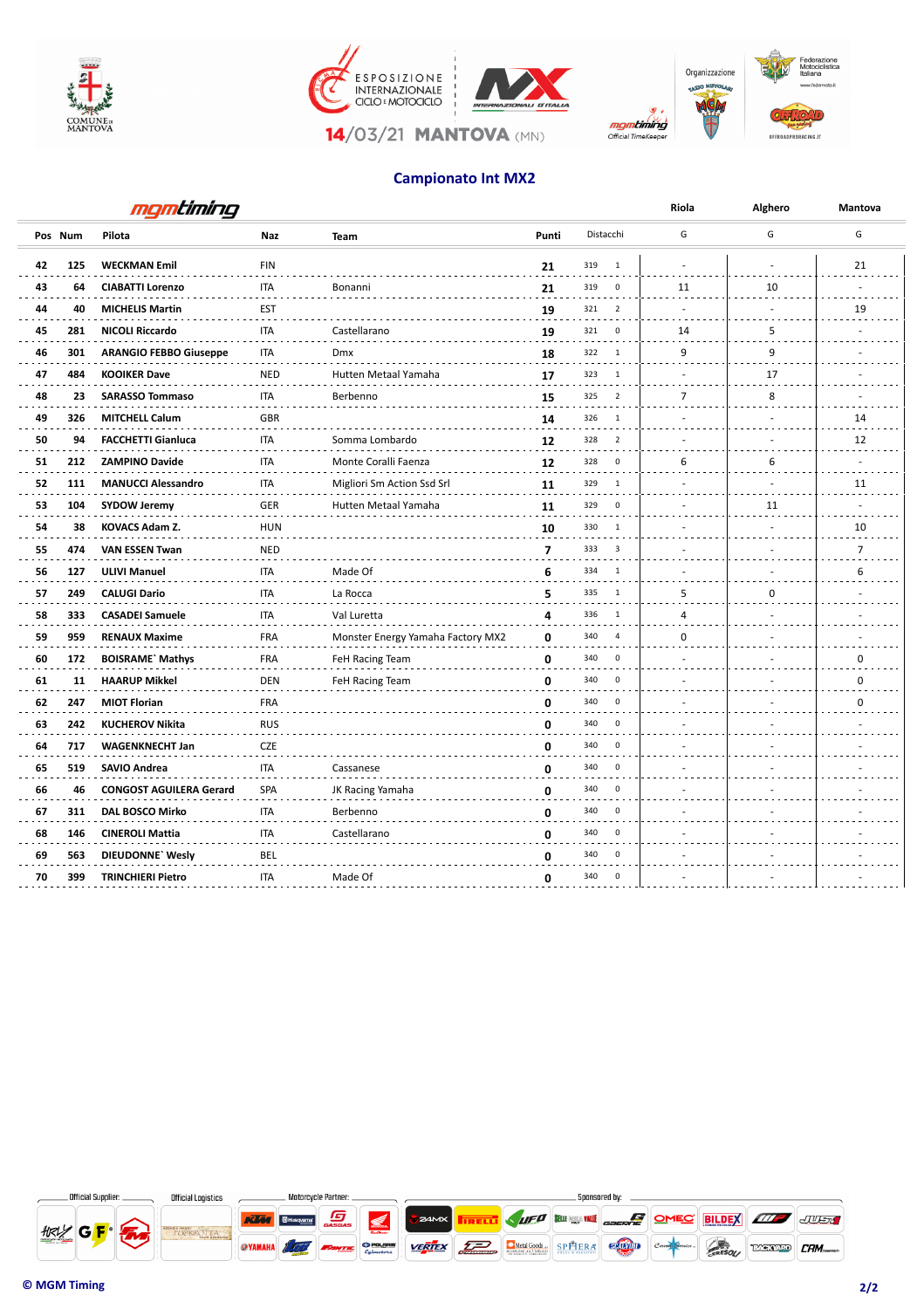## Campionato Int MX2

| Pos | Num | Pilota | Naz | Team | Punti | Distacchi | | Riola G | Alghero G | Mantova G |
|---|---|---|---|---|---|---|---|---|---|---|
| 42 | 125 | **WECKMAN Emil** | FIN | | **21** | 319 | 1 | - | - | 21 |
| 43 | 64 | **CIABATTI Lorenzo** | ITA | Bonanni | **21** | 319 | 0 | 11 | 10 | - |
| 44 | 40 | **MICHELIS Martin** | EST | | **19** | 321 | 2 | - | - | 19 |
| 45 | 281 | **NICOLI Riccardo** | ITA | Castellarano | **19** | 321 | 0 | 14 | 5 | - |
| 46 | 301 | **ARANGIO FEBBO Giuseppe** | ITA | Dmx | **18** | 322 | 1 | 9 | 9 | - |
| 47 | 484 | **KOOIKER Dave** | NED | Hutten Metaal Yamaha | **17** | 323 | 1 | - | 17 | - |
| 48 | 23 | **SARASSO Tommaso** | ITA | Berbenno | **15** | 325 | 2 | 7 | 8 | - |
| 49 | 326 | **MITCHELL Calum** | GBR | | **14** | 326 | 1 | - | - | 14 |
| 50 | 94 | **FACCHETTI Gianluca** | ITA | Somma Lombardo | **12** | 328 | 2 | - | - | 12 |
| 51 | 212 | **ZAMPINO Davide** | ITA | Monte Coralli Faenza | **12** | 328 | 0 | 6 | 6 | - |
| 52 | 111 | **MANUCCI Alessandro** | ITA | Migliori Sm Action Ssd Srl | **11** | 329 | 1 | - | - | 11 |
| 53 | 104 | **SYDOW Jeremy** | GER | Hutten Metaal Yamaha | **11** | 329 | 0 | - | 11 | - |
| 54 | 38 | **KOVACS Adam Z.** | HUN | | **10** | 330 | 1 | - | - | 10 |
| 55 | 474 | **VAN ESSEN Twan** | NED | | **7** | 333 | 3 | - | - | 7 |
| 56 | 127 | **ULIVI Manuel** | ITA | Made Of | **6** | 334 | 1 | - | - | 6 |
| 57 | 249 | **CALUGI Dario** | ITA | La Rocca | **5** | 335 | 1 | 5 | 0 | - |
| 58 | 333 | **CASADEI Samuele** | ITA | Val Luretta | **4** | 336 | 1 | 4 | - | - |
| 59 | 959 | **RENAUX Maxime** | FRA | Monster Energy Yamaha Factory MX2 | **0** | 340 | 4 | 0 | - | - |
| 60 | 172 | **BOISRAME` Mathys** | FRA | FeH Racing Team | **0** | 340 | 0 | - | - | 0 |
| 61 | 11 | **HAARUP Mikkel** | DEN | FeH Racing Team | **0** | 340 | 0 | - | - | 0 |
| 62 | 247 | **MIOT Florian** | FRA | | **0** | 340 | 0 | - | - | 0 |
| 63 | 242 | **KUCHEROV Nikita** | RUS | | **0** | 340 | 0 | - | - | - |
| 64 | 717 | **WAGENKNECHT Jan** | CZE | | **0** | 340 | 0 | - | - | - |
| 65 | 519 | **SAVIO Andrea** | ITA | Cassanese | **0** | 340 | 0 | - | - | - |
| 66 | 46 | **CONGOST AGUILERA Gerard** | SPA | JK Racing Yamaha | **0** | 340 | 0 | - | - | - |
| 67 | 311 | **DAL BOSCO Mirko** | ITA | Berbenno | **0** | 340 | 0 | - | - | - |
| 68 | 146 | **CINEROLI Mattia** | ITA | Castellarano | **0** | 340 | 0 | - | - | - |
| 69 | 563 | **DIEUDONNE` Wesly** | BEL | | **0** | 340 | 0 | - | - | - |
| 70 | 399 | **TRINCHIERI Pietro** | ITA | Made Of | **0** | 340 | 0 | - | - | - |

© MGM Timing